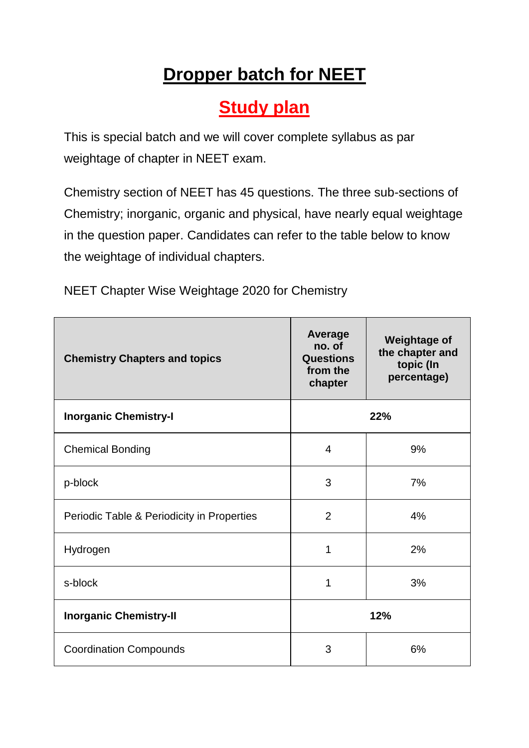# Dropper batch for NEET

## Study plan

This is special batch and we will cover complete syllabus as par weightage of chapter in NEET exam.

Chemistry section of NEET has 45 questions. The three sub-sections of Chemistry; inorganic, organic and physical, have nearly equal weightage in the question paper. Candidates can refer to the table below to know the weightage of individual chapters.

NEET Chapter Wise Weightage 2020 for Chemistry

| Chemistry Chapters and topics | Average no. of Questions from the chapter | Weightage of the chapter and topic (In percentage) |
|---|---|---|
| **Inorganic Chemistry-I** | **22%** | |
| Chemical Bonding | 4 | 9% |
| p-block | 3 | 7% |
| Periodic Table & Periodicity in Properties | 2 | 4% |
| Hydrogen | 1 | 2% |
| s-block | 1 | 3% |
| **Inorganic Chemistry-II** | **12%** | |
| Coordination Compounds | 3 | 6% |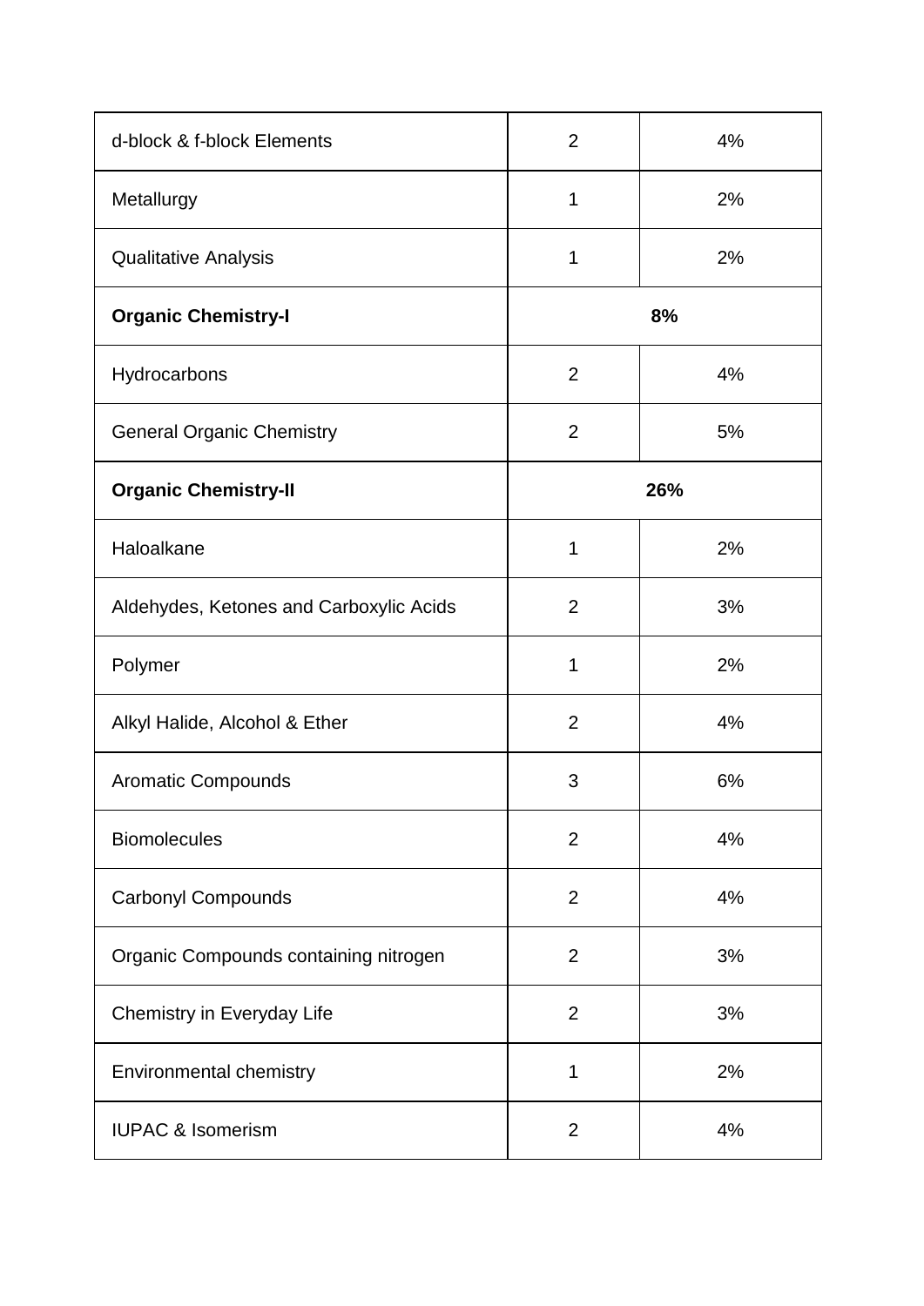| d-block & f-block Elements | 2 | 4% |
| --- | --- | --- |
| Metallurgy | 1 | 2% |
| Qualitative Analysis | 1 | 2% |
| **Organic Chemistry-I** | **8%** | |
| Hydrocarbons | 2 | 4% |
| General Organic Chemistry | 2 | 5% |
| **Organic Chemistry-II** | **26%** | |
| Haloalkane | 1 | 2% |
| Aldehydes, Ketones and Carboxylic Acids | 2 | 3% |
| Polymer | 1 | 2% |
| Alkyl Halide, Alcohol & Ether | 2 | 4% |
| Aromatic Compounds | 3 | 6% |
| Biomolecules | 2 | 4% |
| Carbonyl Compounds | 2 | 4% |
| Organic Compounds containing nitrogen | 2 | 3% |
| Chemistry in Everyday Life | 2 | 3% |
| Environmental chemistry | 1 | 2% |
| IUPAC & Isomerism | 2 | 4% |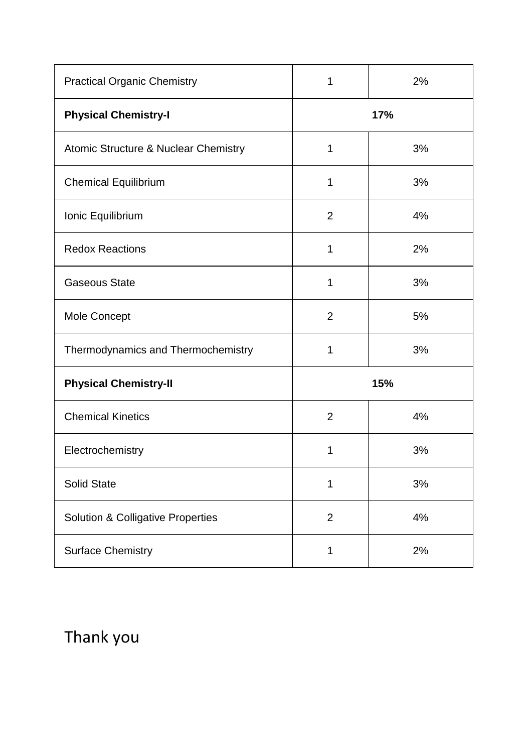| | | |
|---|---|---|
| Practical Organic Chemistry | 1 | 2% |
| **Physical Chemistry-I** | **17%** | |
| Atomic Structure & Nuclear Chemistry | 1 | 3% |
| Chemical Equilibrium | 1 | 3% |
| Ionic Equilibrium | 2 | 4% |
| Redox Reactions | 1 | 2% |
| Gaseous State | 1 | 3% |
| Mole Concept | 2 | 5% |
| Thermodynamics and Thermochemistry | 1 | 3% |
| **Physical Chemistry-II** | **15%** | |
| Chemical Kinetics | 2 | 4% |
| Electrochemistry | 1 | 3% |
| Solid State | 1 | 3% |
| Solution & Colligative Properties | 2 | 4% |
| Surface Chemistry | 1 | 2% |

Thank you